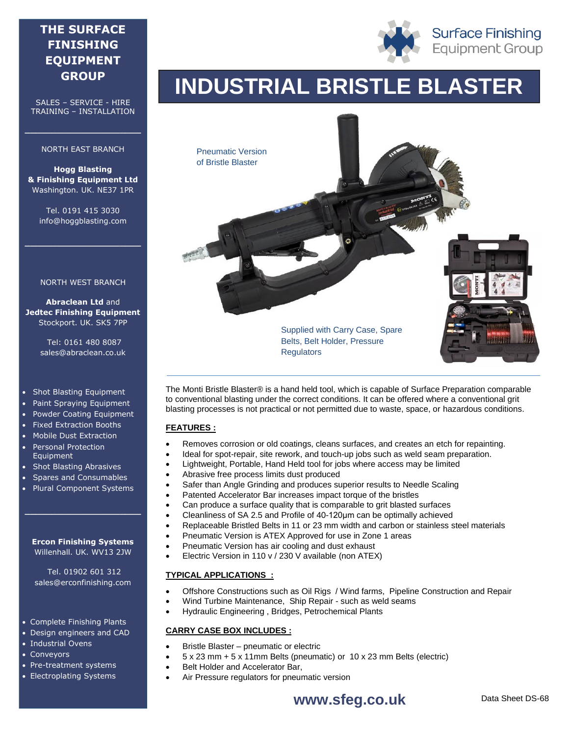# THE SURFACE FINISHING EQUIPMENT GROUP

SALES – SERVICE - HIRE
TRAINING – INSTALLATION

NORTH EAST BRANCH

**Hogg Blasting & Finishing Equipment Ltd**
Washington. UK. NE37 1PR

Tel. 0191 415 3030
info@hoggblasting.com

NORTH WEST BRANCH

**Abraclean Ltd** and **Jedtec Finishing Equipment**
Stockport. UK. SK5 7PP

Tel: 0161 480 8087
sales@abraclean.co.uk

- Shot Blasting Equipment
- Paint Spraying Equipment
- Powder Coating Equipment
- Fixed Extraction Booths
- Mobile Dust Extraction
- Personal Protection Equipment
- Shot Blasting Abrasives
- Spares and Consumables
- Plural Component Systems

**Ercon Finishing Systems**
Willenhall. UK. WV13 2JW

Tel. 01902 601 312
sales@erconfinishing.com

- Complete Finishing Plants
- Design engineers and CAD
- Industrial Ovens
- Conveyors
- Pre-treatment systems
- Electroplating Systems

Surface Finishing Equipment Group

# INDUSTRIAL BRISTLE BLASTER

Pneumatic Version of Bristle Blaster

Supplied with Carry Case, Spare Belts, Belt Holder, Pressure Regulators

The Monti Bristle Blaster® is a hand held tool, which is capable of Surface Preparation comparable to conventional blasting under the correct conditions. It can be offered where a conventional grit blasting processes is not practical or not permitted due to waste, space, or hazardous conditions.

## FEATURES :

- Removes corrosion or old coatings, cleans surfaces, and creates an etch for repainting.
- Ideal for spot-repair, site rework, and touch-up jobs such as weld seam preparation.
- Lightweight, Portable, Hand Held tool for jobs where access may be limited
- Abrasive free process limits dust produced
- Safer than Angle Grinding and produces superior results to Needle Scaling
- Patented Accelerator Bar increases impact torque of the bristles
- Can produce a surface quality that is comparable to grit blasted surfaces
- Cleanliness of SA 2.5 and Profile of 40-120µm can be optimally achieved
- Replaceable Bristled Belts in 11 or 23 mm width and carbon or stainless steel materials
- Pneumatic Version is ATEX Approved for use in Zone 1 areas
- Pneumatic Version has air cooling and dust exhaust
- Electric Version in 110 v / 230 V available (non ATEX)

## TYPICAL APPLICATIONS :

- Offshore Constructions such as Oil Rigs / Wind farms, Pipeline Construction and Repair
- Wind Turbine Maintenance, Ship Repair - such as weld seams
- Hydraulic Engineering , Bridges, Petrochemical Plants

## CARRY CASE BOX INCLUDES :

- Bristle Blaster – pneumatic or electric
- 5 x 23 mm + 5 x 11mm Belts (pneumatic) or 10 x 23 mm Belts (electric)
- Belt Holder and Accelerator Bar,
- Air Pressure regulators for pneumatic version

**www.sfeg.co.uk**

Data Sheet DS-68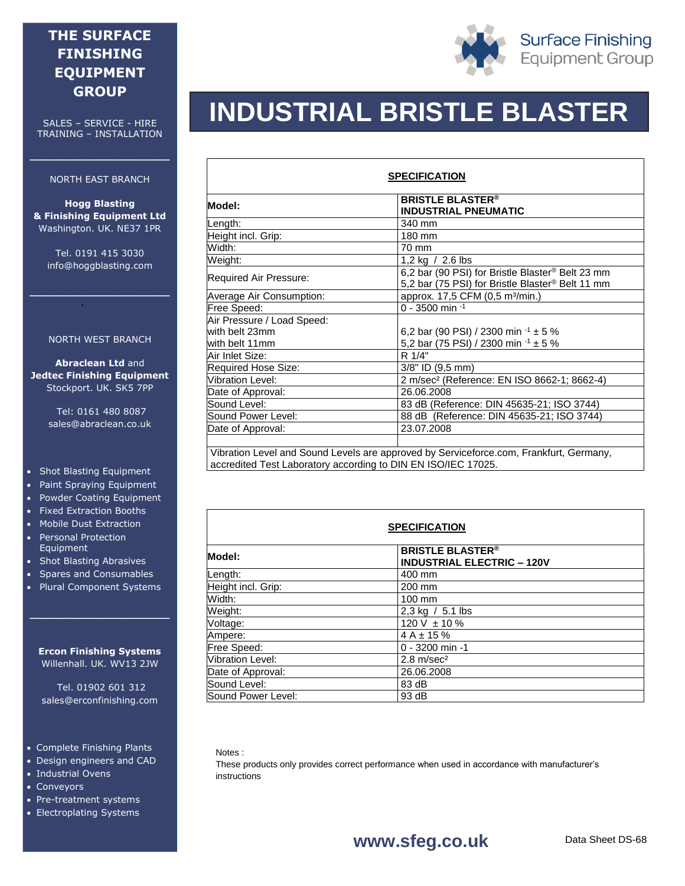# THE SURFACE FINISHING EQUIPMENT GROUP

SALES – SERVICE - HIRE
TRAINING – INSTALLATION

NORTH EAST BRANCH

**Hogg Blasting & Finishing Equipment Ltd**
Washington. UK. NE37 1PR

Tel. 0191 415 3030
info@hoggblasting.com

NORTH WEST BRANCH

**Abraclean Ltd** and **Jedtec Finishing Equipment**
Stockport. UK. SK5 7PP

Tel: 0161 480 8087
sales@abraclean.co.uk

- Shot Blasting Equipment
- Paint Spraying Equipment
- Powder Coating Equipment
- Fixed Extraction Booths
- Mobile Dust Extraction
- Personal Protection Equipment
- Shot Blasting Abrasives
- Spares and Consumables
- Plural Component Systems

**Ercon Finishing Systems**
Willenhall. UK. WV13 2JW

Tel. 01902 601 312
sales@erconfinishing.com

- Complete Finishing Plants
- Design engineers and CAD
- Industrial Ovens
- Conveyors
- Pre-treatment systems
- Electroplating Systems

Surface Finishing Equipment Group

# INDUSTRIAL BRISTLE BLASTER

## SPECIFICATION

| **Model:** | **BRISTLE BLASTER® INDUSTRIAL PNEUMATIC** |
|---|---|
| Length: | 340 mm |
| Height incl. Grip: | 180 mm |
| Width: | 70 mm |
| Weight: | 1,2 kg / 2.6 lbs |
| Required Air Pressure: | 6,2 bar (90 PSI) for Bristle Blaster® Belt 23 mm<br>5,2 bar (75 PSI) for Bristle Blaster® Belt 11 mm |
| Average Air Consumption: | approx. 17,5 CFM (0,5 m³/min.) |
| Free Speed: | 0 - 3500 min $^{-1}$ |
| Air Pressure / Load Speed:<br>with belt 23mm<br>with belt 11mm | <br>6,2 bar (90 PSI) / 2300 min $^{-1}$ ± 5 %<br>5,2 bar (75 PSI) / 2300 min $^{-1}$ ± 5 % |
| Air Inlet Size: | R 1/4" |
| Required Hose Size: | 3/8" ID (9,5 mm) |
| Vibration Level: | 2 m/sec² (Reference: EN ISO 8662-1; 8662-4) |
| Date of Approval: | 26.06.2008 |
| Sound Level: | 83 dB (Reference: DIN 45635-21; ISO 3744) |
| Sound Power Level: | 88 dB (Reference: DIN 45635-21; ISO 3744) |
| Date of Approval: | 23.07.2008 |
| | |

Vibration Level and Sound Levels are approved by Serviceforce.com, Frankfurt, Germany, accredited Test Laboratory according to DIN EN ISO/IEC 17025.

## SPECIFICATION

| **Model:** | **BRISTLE BLASTER® INDUSTRIAL ELECTRIC – 120V** |
|---|---|
| Length: | 400 mm |
| Height incl. Grip: | 200 mm |
| Width: | 100 mm |
| Weight: | 2,3 kg / 5.1 lbs |
| Voltage: | 120 V ± 10 % |
| Ampere: | 4 A ± 15 % |
| Free Speed: | 0 - 3200 min -1 |
| Vibration Level: | 2.8 m/sec² |
| Date of Approval: | 26.06.2008 |
| Sound Level: | 83 dB |
| Sound Power Level: | 93 dB |

Notes :
These products only provides correct performance when used in accordance with manufacturer's instructions

**www.sfeg.co.uk**

Data Sheet DS-68